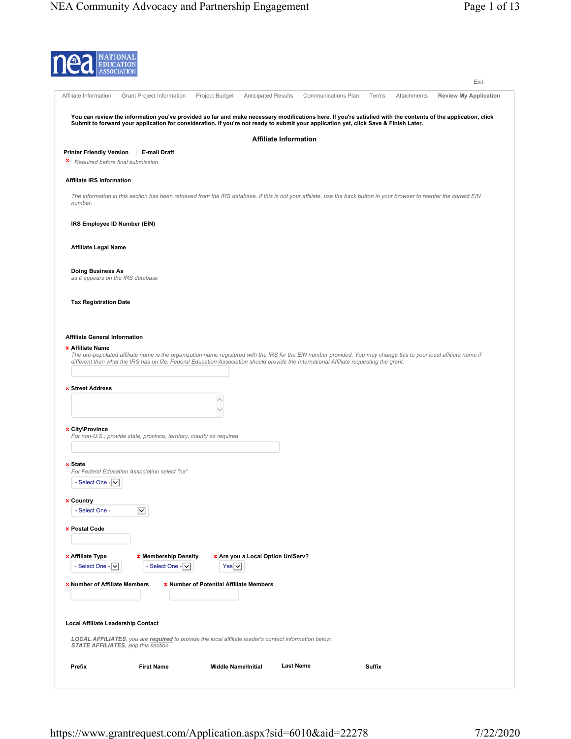NATIONAL EDUCATION ASSOCIATION

Exit

Affiliate Information | Grant Project Information | Project Budget | Anticipated Results | Communications Plan | Terms | Attachments | **Review My Application**

**You can review the information you've provided so far and make necessary modifications here. If you're satisfied with the contents of the application, click Submit to forward your application for consideration. If you're not ready to submit your application yet, click Save & Finish Later.**

## Affiliate Information

**Printer Friendly Version** | **E-mail Draft**

* *Required before final submission*

### Affiliate IRS Information

*The information in this section has been retrieved from the IRS database. If this is not your affiliate, use the back button in your browser to reenter the correct EIN number.*

**IRS Employee ID Number (EIN)**

**Affiliate Legal Name**

**Doing Business As**
*as it appears on the IRS database*

**Tax Registration Date**

### Affiliate General Information

* **Affiliate Name**
*The pre-populated affiliate name is the organization name registered with the IRS for the EIN number provided. You may change this to your local affiliate name if different than what the IRS has on file. Federal Education Association should provide the International Affiliate requesting the grant.*

* **Street Address**

* **City\Province**
*For non-U.S., provide state, province, territory, county as required*

* **State**
*For Federal Education Association select "na"*
- Select One -

* **Country**
- Select One -

* **Postal Code**

* **Affiliate Type**
- Select One -

* **Membership Density**
- Select One -

* **Are you a Local Option UniServ?**
Yes

* **Number of Affiliate Members**

* **Number of Potential Affiliate Members**

### Local Affiliate Leadership Contact

***LOCAL AFFILIATES**, you are **required** to provide the local affiliate leader's contact information below.*
***STATE AFFILIATES**, skip this section.*

| Prefix | First Name | Middle Name\Initial | Last Name | Suffix |
|---|---|---|---|---|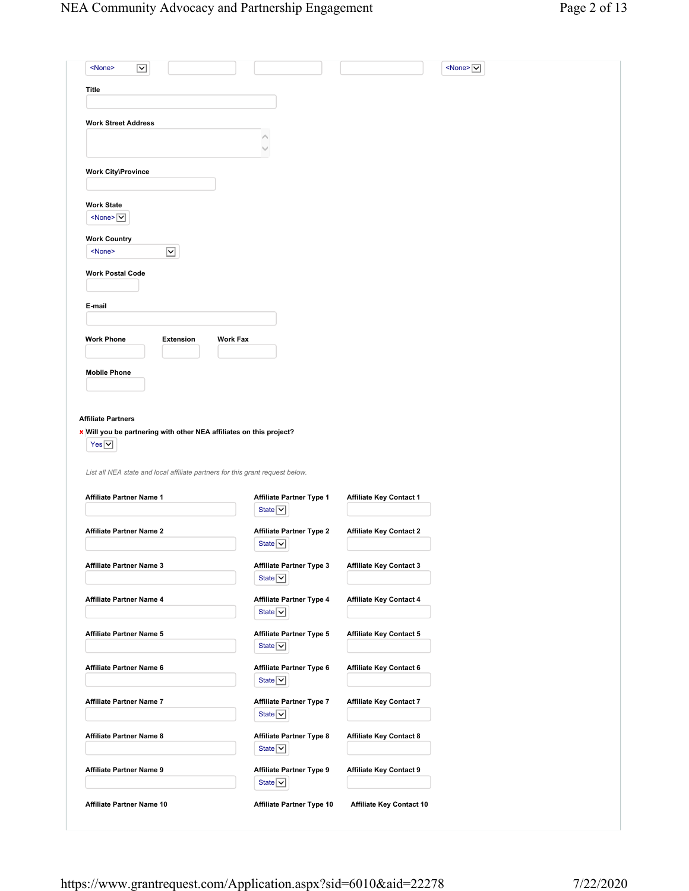<None>  <None>

**Title**

**Work Street Address**

**Work City\Province**

**Work State**

<None>

**Work Country**

<None>

**Work Postal Code**

**E-mail**

| Work Phone | Extension | Work Fax |
|---|---|---|
| | | |

**Mobile Phone**

**Affiliate Partners**

\* **Will you be partnering with other NEA affiliates on this project?**

Yes

*List all NEA state and local affiliate partners for this grant request below.*

| Affiliate Partner Name | Affiliate Partner Type | Affiliate Key Contact |
|---|---|---|
| Affiliate Partner Name 1 | Affiliate Partner Type 1: State | Affiliate Key Contact 1 |
| Affiliate Partner Name 2 | Affiliate Partner Type 2: State | Affiliate Key Contact 2 |
| Affiliate Partner Name 3 | Affiliate Partner Type 3: State | Affiliate Key Contact 3 |
| Affiliate Partner Name 4 | Affiliate Partner Type 4: State | Affiliate Key Contact 4 |
| Affiliate Partner Name 5 | Affiliate Partner Type 5: State | Affiliate Key Contact 5 |
| Affiliate Partner Name 6 | Affiliate Partner Type 6: State | Affiliate Key Contact 6 |
| Affiliate Partner Name 7 | Affiliate Partner Type 7: State | Affiliate Key Contact 7 |
| Affiliate Partner Name 8 | Affiliate Partner Type 8: State | Affiliate Key Contact 8 |
| Affiliate Partner Name 9 | Affiliate Partner Type 9: State | Affiliate Key Contact 9 |
| Affiliate Partner Name 10 | Affiliate Partner Type 10 | Affiliate Key Contact 10 |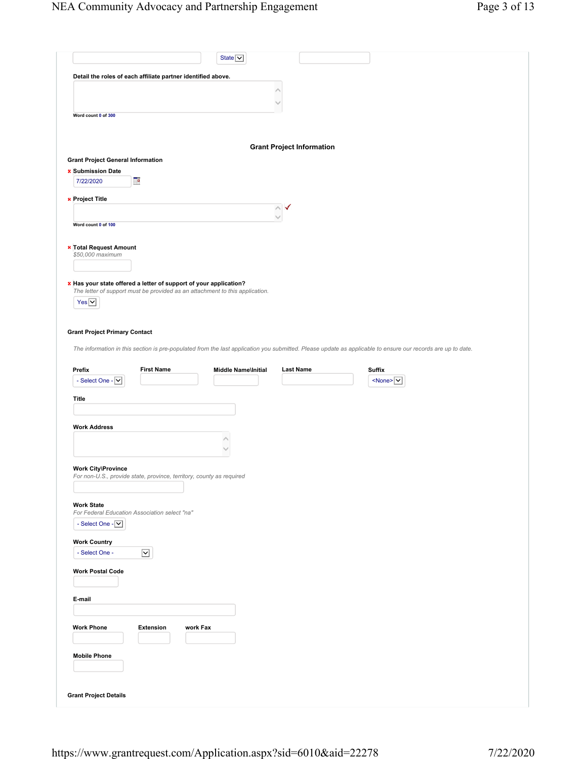State

**Detail the roles of each affiliate partner identified above.**

Word count 0 of 300

## Grant Project Information

### Grant Project General Information

\* **Submission Date**

7/22/2020

\* **Project Title**

Word count 0 of 100

\* **Total Request Amount**

*$50,000 maximum*

\* **Has your state offered a letter of support of your application?**

*The letter of support must be provided as an attachment to this application.*

Yes

### Grant Project Primary Contact

*The information in this section is pre-populated from the last application you submitted. Please update as applicable to ensure our records are up to date.*

| Prefix | First Name | Middle Name\Initial | Last Name | Suffix |
| --- | --- | --- | --- | --- |
| - Select One - | | | | <None> |

**Title**

**Work Address**

**Work City\Province**

*For non-U.S., provide state, province, territory, county as required*

**Work State**

*For Federal Education Association select "na"*

- Select One -

**Work Country**

- Select One -

**Work Postal Code**

**E-mail**

| Work Phone | Extension | work Fax |
| --- | --- | --- |
| | | |

**Mobile Phone**

### Grant Project Details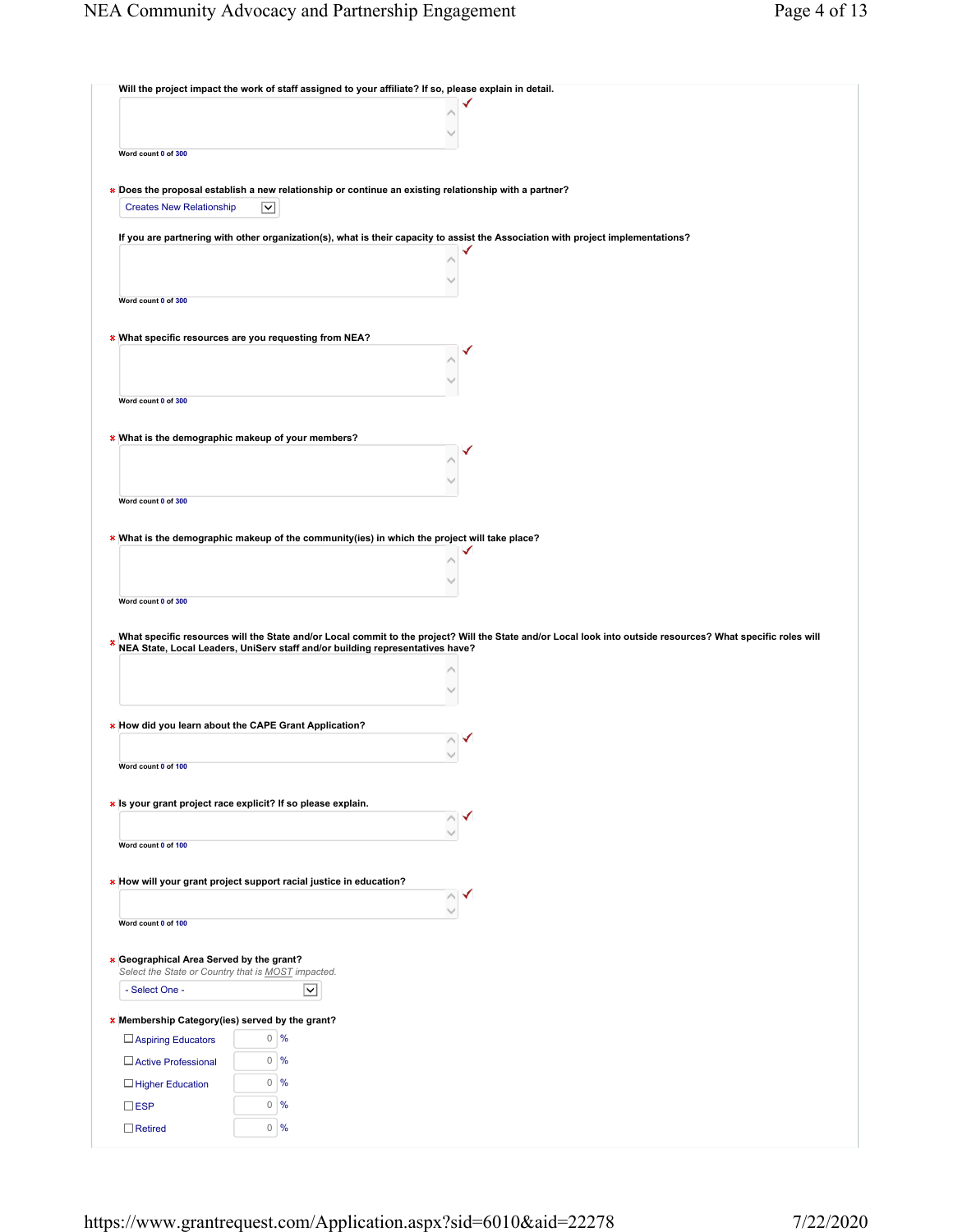Will the project impact the work of staff assigned to your affiliate? If so, please explain in detail.

Word count 0 of 300

* Does the proposal establish a new relationship or continue an existing relationship with a partner?

Creates New Relationship

If you are partnering with other organization(s), what is their capacity to assist the Association with project implementations?

Word count 0 of 300

* What specific resources are you requesting from NEA?

Word count 0 of 300

* What is the demographic makeup of your members?

Word count 0 of 300

* What is the demographic makeup of the community(ies) in which the project will take place?

Word count 0 of 300

* What specific resources will the State and/or Local commit to the project? Will the State and/or Local look into outside resources? What specific roles will NEA State, Local Leaders, UniServ staff and/or building representatives have?

* How did you learn about the CAPE Grant Application?

Word count 0 of 100

* Is your grant project race explicit? If so please explain.

Word count 0 of 100

* How will your grant project support racial justice in education?

Word count 0 of 100

* Geographical Area Served by the grant?

*Select the State or Country that is MOST impacted.*

- Select One -

* Membership Category(ies) served by the grant?

| Category | % |
|---|---|
| ☐ Aspiring Educators | 0 % |
| ☐ Active Professional | 0 % |
| ☐ Higher Education | 0 % |
| ☐ ESP | 0 % |
| ☐ Retired | 0 % |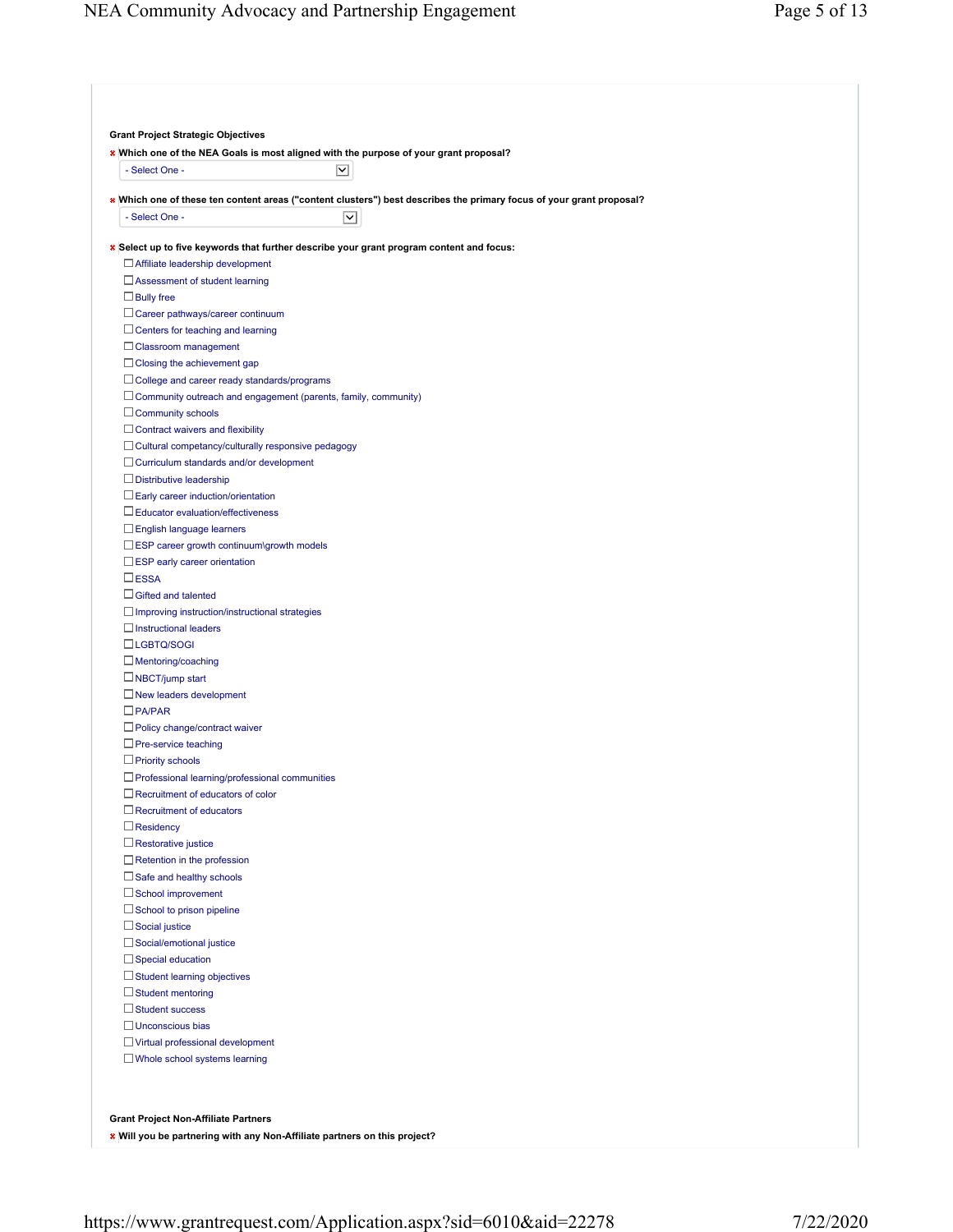**Grant Project Strategic Objectives**

\* **Which one of the NEA Goals is most aligned with the purpose of your grant proposal?**

- Select One -

\* **Which one of these ten content areas ("content clusters") best describes the primary focus of your grant proposal?**

- Select One -

\* **Select up to five keywords that further describe your grant program content and focus:**

- ☐ Affiliate leadership development
- ☐ Assessment of student learning
- ☐ Bully free
- ☐ Career pathways/career continuum
- ☐ Centers for teaching and learning
- ☐ Classroom management
- ☐ Closing the achievement gap
- ☐ College and career ready standards/programs
- ☐ Community outreach and engagement (parents, family, community)
- ☐ Community schools
- ☐ Contract waivers and flexibility
- ☐ Cultural competancy/culturally responsive pedagogy
- ☐ Curriculum standards and/or development
- ☐ Distributive leadership
- ☐ Early career induction/orientation
- ☐ Educator evaluation/effectiveness
- ☐ English language learners
- ☐ ESP career growth continuum\growth models
- ☐ ESP early career orientation
- ☐ ESSA
- ☐ Gifted and talented
- ☐ Improving instruction/instructional strategies
- ☐ Instructional leaders
- ☐ LGBTQ/SOGI
- ☐ Mentoring/coaching
- ☐ NBCT/jump start
- ☐ New leaders development
- ☐ PA/PAR
- ☐ Policy change/contract waiver
- ☐ Pre-service teaching
- ☐ Priority schools
- ☐ Professional learning/professional communities
- ☐ Recruitment of educators of color
- ☐ Recruitment of educators
- ☐ Residency
- ☐ Restorative justice
- ☐ Retention in the profession
- ☐ Safe and healthy schools
- ☐ School improvement
- ☐ School to prison pipeline
- ☐ Social justice
- ☐ Social/emotional justice
- ☐ Special education
- ☐ Student learning objectives
- ☐ Student mentoring
- ☐ Student success
- ☐ Unconscious bias
- ☐ Virtual professional development
- ☐ Whole school systems learning

**Grant Project Non-Affiliate Partners**

\* **Will you be partnering with any Non-Affiliate partners on this project?**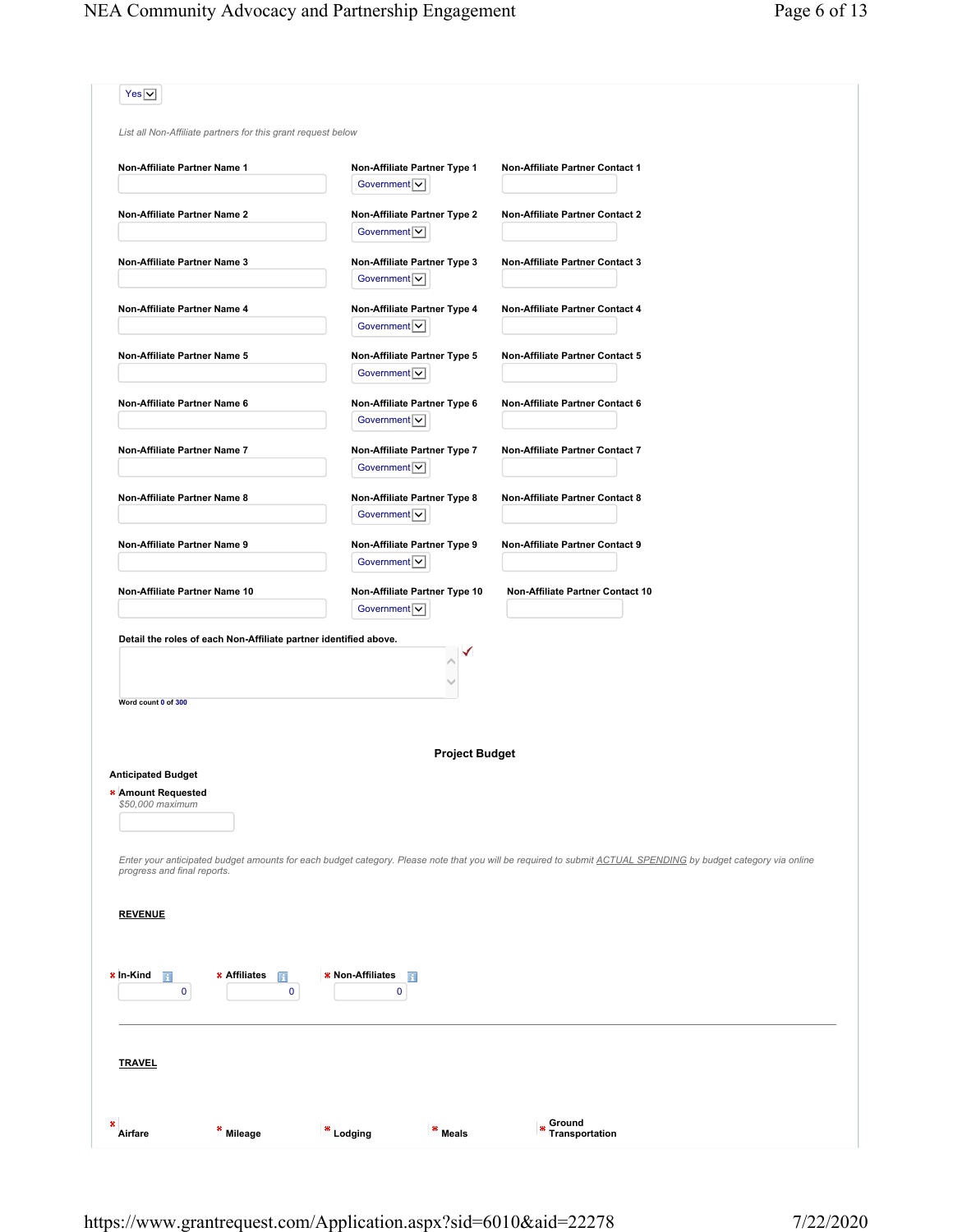Yes

*List all Non-Affiliate partners for this grant request below*

| Non-Affiliate Partner Name | Non-Affiliate Partner Type | Non-Affiliate Partner Contact |
|---|---|---|
| **Non-Affiliate Partner Name 1** | **Non-Affiliate Partner Type 1**<br>Government | **Non-Affiliate Partner Contact 1** |
| **Non-Affiliate Partner Name 2** | **Non-Affiliate Partner Type 2**<br>Government | **Non-Affiliate Partner Contact 2** |
| **Non-Affiliate Partner Name 3** | **Non-Affiliate Partner Type 3**<br>Government | **Non-Affiliate Partner Contact 3** |
| **Non-Affiliate Partner Name 4** | **Non-Affiliate Partner Type 4**<br>Government | **Non-Affiliate Partner Contact 4** |
| **Non-Affiliate Partner Name 5** | **Non-Affiliate Partner Type 5**<br>Government | **Non-Affiliate Partner Contact 5** |
| **Non-Affiliate Partner Name 6** | **Non-Affiliate Partner Type 6**<br>Government | **Non-Affiliate Partner Contact 6** |
| **Non-Affiliate Partner Name 7** | **Non-Affiliate Partner Type 7**<br>Government | **Non-Affiliate Partner Contact 7** |
| **Non-Affiliate Partner Name 8** | **Non-Affiliate Partner Type 8**<br>Government | **Non-Affiliate Partner Contact 8** |
| **Non-Affiliate Partner Name 9** | **Non-Affiliate Partner Type 9**<br>Government | **Non-Affiliate Partner Contact 9** |
| **Non-Affiliate Partner Name 10** | **Non-Affiliate Partner Type 10**<br>Government | **Non-Affiliate Partner Contact 10** |

**Detail the roles of each Non-Affiliate partner identified above.**

Word count 0 of 300

## Project Budget

**Anticipated Budget**

* **Amount Requested**
*$50,000 maximum*

*Enter your anticipated budget amounts for each budget category. Please note that you will be required to submit ACTUAL SPENDING by budget category via online progress and final reports.*

**REVENUE**

| * In-Kind | * Affiliates | * Non-Affiliates |
|---|---|---|
| 0 | 0 | 0 |

**TRAVEL**

| * Airfare | * Mileage | * Lodging | * Meals | * Ground Transportation |
|---|---|---|---|---|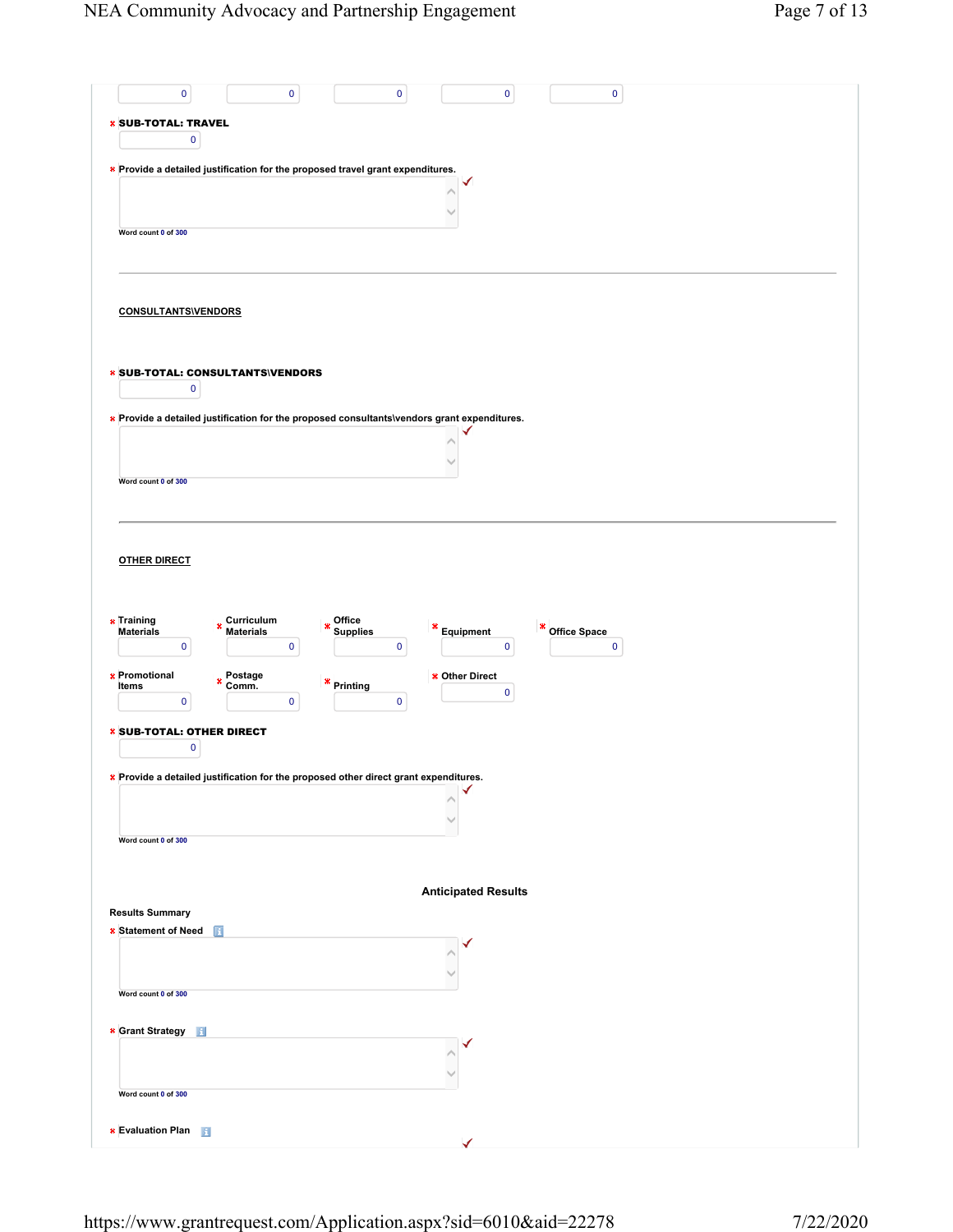| 0 | 0 | 0 | 0 | 0 |
|---|---|---|---|---|

* **SUB-TOTAL: TRAVEL**

0

* **Provide a detailed justification for the proposed travel grant expenditures.**

Word count 0 of 300

---

**CONSULTANTS\VENDORS**

* **SUB-TOTAL: CONSULTANTS\VENDORS**

0

* **Provide a detailed justification for the proposed consultants\vendors grant expenditures.**

Word count 0 of 300

---

**OTHER DIRECT**

| * Training Materials | * Curriculum Materials | * Office Supplies | * Equipment | * Office Space |
|---|---|---|---|---|
| 0 | 0 | 0 | 0 | 0 |
| * Promotional Items | * Postage Comm. | * Printing | * Other Direct | |
| 0 | 0 | 0 | 0 | |

* **SUB-TOTAL: OTHER DIRECT**

0

* **Provide a detailed justification for the proposed other direct grant expenditures.**

Word count 0 of 300

## Anticipated Results

**Results Summary**

* **Statement of Need**

Word count 0 of 300

* **Grant Strategy**

Word count 0 of 300

* **Evaluation Plan**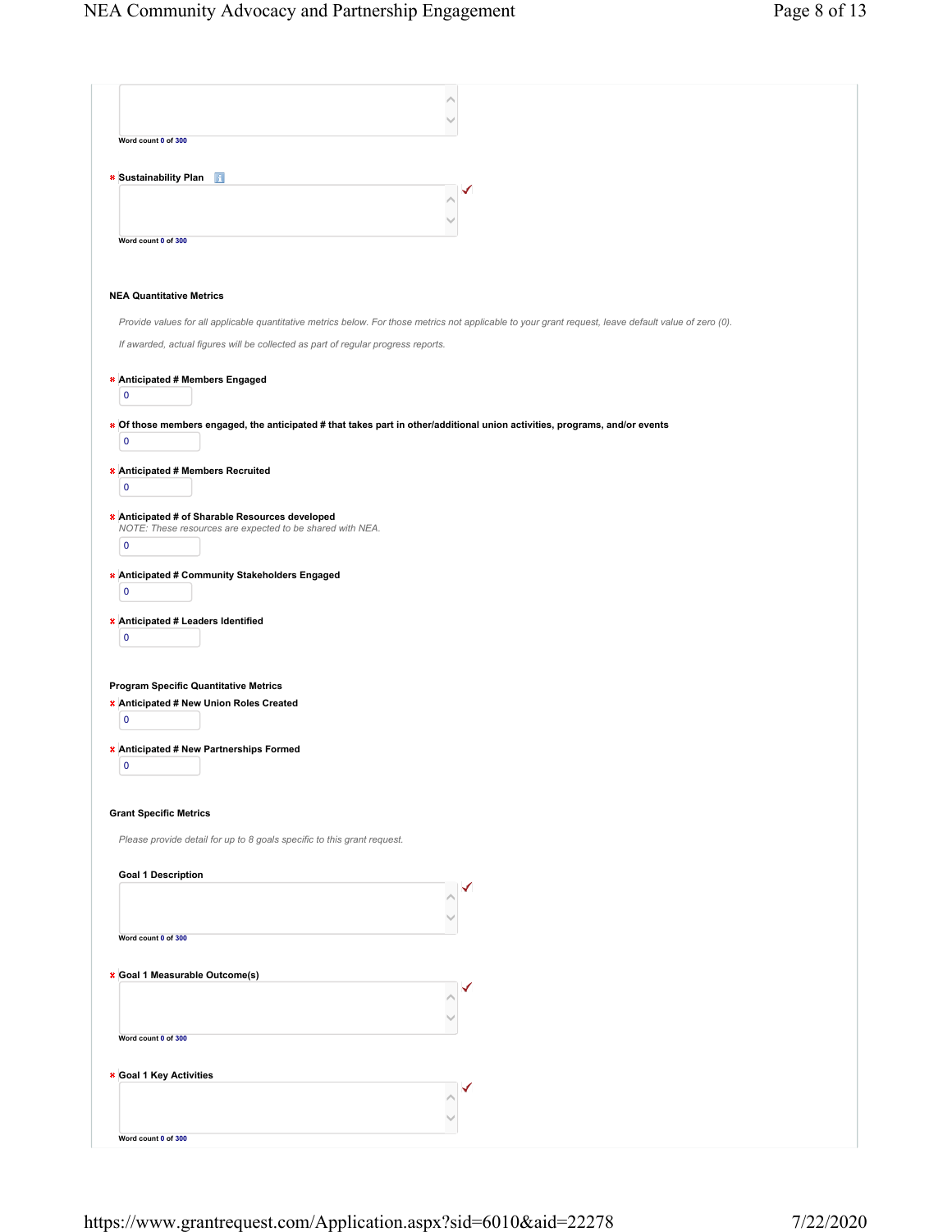Word count 0 of 300

* Sustainability Plan

Word count 0 of 300

**NEA Quantitative Metrics**

*Provide values for all applicable quantitative metrics below. For those metrics not applicable to your grant request, leave default value of zero (0).*

*If awarded, actual figures will be collected as part of regular progress reports.*

* **Anticipated # Members Engaged**

0

* **Of those members engaged, the anticipated # that takes part in other/additional union activities, programs, and/or events**

0

* **Anticipated # Members Recruited**

0

* **Anticipated # of Sharable Resources developed**

*NOTE: These resources are expected to be shared with NEA.*

0

* **Anticipated # Community Stakeholders Engaged**

0

* **Anticipated # Leaders Identified**

0

**Program Specific Quantitative Metrics**

* **Anticipated # New Union Roles Created**

0

* **Anticipated # New Partnerships Formed**

0

**Grant Specific Metrics**

*Please provide detail for up to 8 goals specific to this grant request.*

**Goal 1 Description**

Word count 0 of 300

* **Goal 1 Measurable Outcome(s)**

Word count 0 of 300

* **Goal 1 Key Activities**

Word count 0 of 300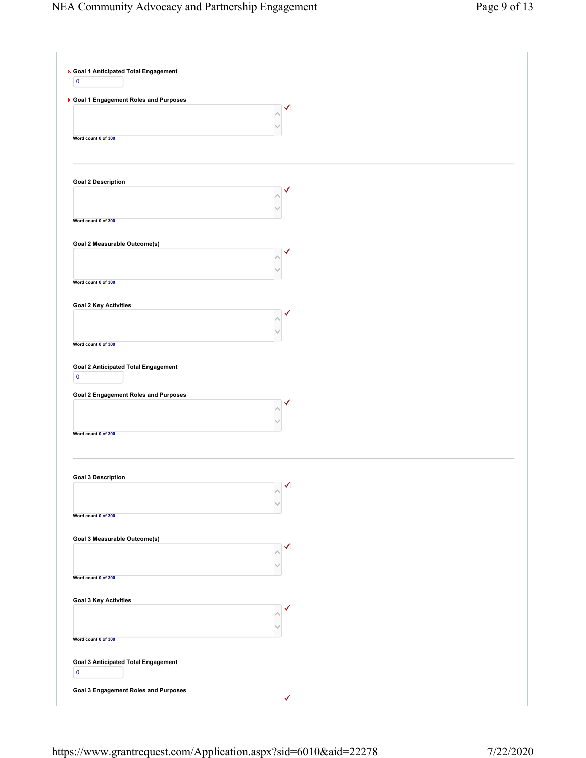**\* Goal 1 Anticipated Total Engagement**

0

**\* Goal 1 Engagement Roles and Purposes**

Word count 0 of 300

---

**Goal 2 Description**

Word count 0 of 300

**Goal 2 Measurable Outcome(s)**

Word count 0 of 300

**Goal 2 Key Activities**

Word count 0 of 300

**Goal 2 Anticipated Total Engagement**

0

**Goal 2 Engagement Roles and Purposes**

Word count 0 of 300

---

**Goal 3 Description**

Word count 0 of 300

**Goal 3 Measurable Outcome(s)**

Word count 0 of 300

**Goal 3 Key Activities**

Word count 0 of 300

**Goal 3 Anticipated Total Engagement**

0

**Goal 3 Engagement Roles and Purposes**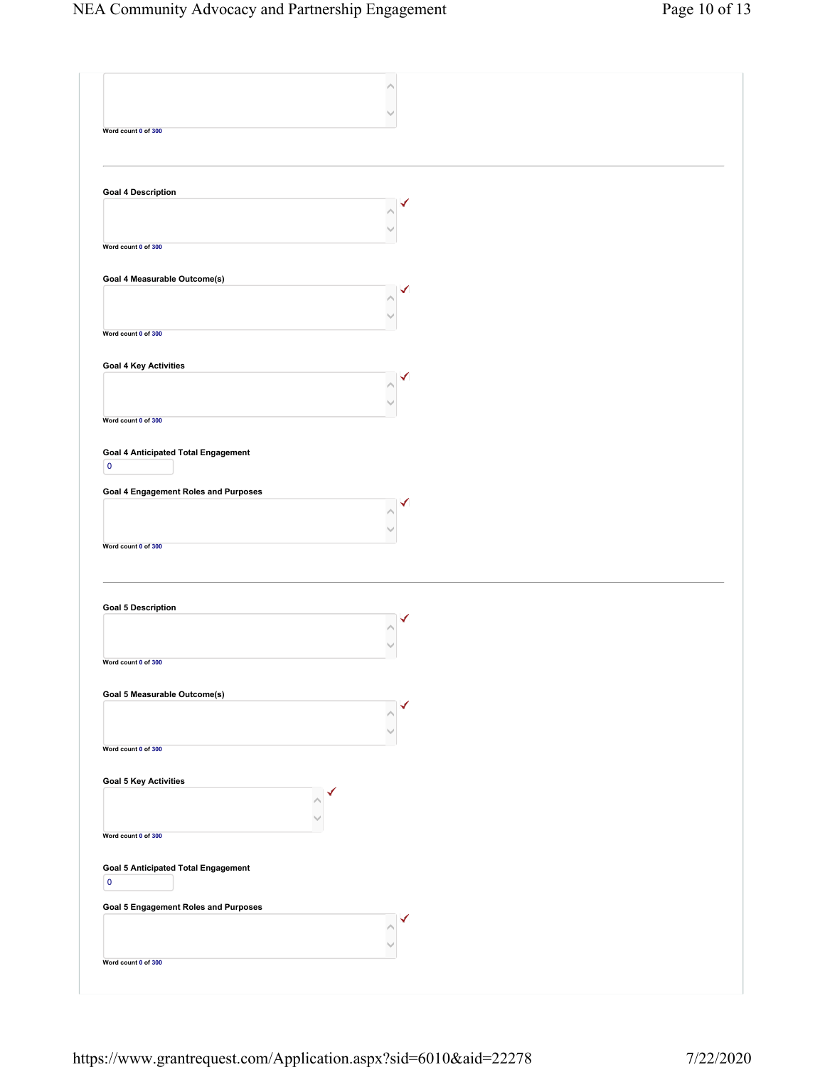Word count 0 of 300

---

**Goal 4 Description**

Word count 0 of 300

**Goal 4 Measurable Outcome(s)**

Word count 0 of 300

**Goal 4 Key Activities**

Word count 0 of 300

**Goal 4 Anticipated Total Engagement**

0

**Goal 4 Engagement Roles and Purposes**

Word count 0 of 300

---

**Goal 5 Description**

Word count 0 of 300

**Goal 5 Measurable Outcome(s)**

Word count 0 of 300

**Goal 5 Key Activities**

Word count 0 of 300

**Goal 5 Anticipated Total Engagement**

0

**Goal 5 Engagement Roles and Purposes**

Word count 0 of 300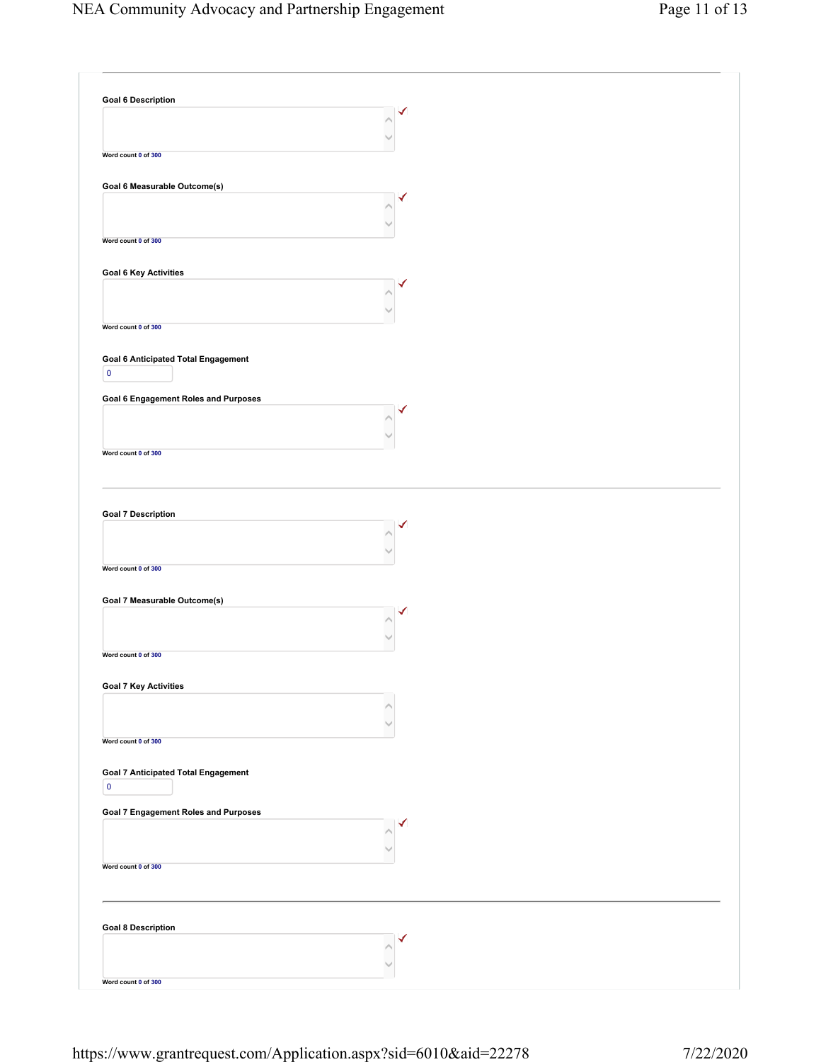---

**Goal 6 Description**

Word count 0 of 300

**Goal 6 Measurable Outcome(s)**

Word count 0 of 300

**Goal 6 Key Activities**

Word count 0 of 300

**Goal 6 Anticipated Total Engagement**

0

**Goal 6 Engagement Roles and Purposes**

Word count 0 of 300

---

**Goal 7 Description**

Word count 0 of 300

**Goal 7 Measurable Outcome(s)**

Word count 0 of 300

**Goal 7 Key Activities**

Word count 0 of 300

**Goal 7 Anticipated Total Engagement**

0

**Goal 7 Engagement Roles and Purposes**

Word count 0 of 300

---

**Goal 8 Description**

Word count 0 of 300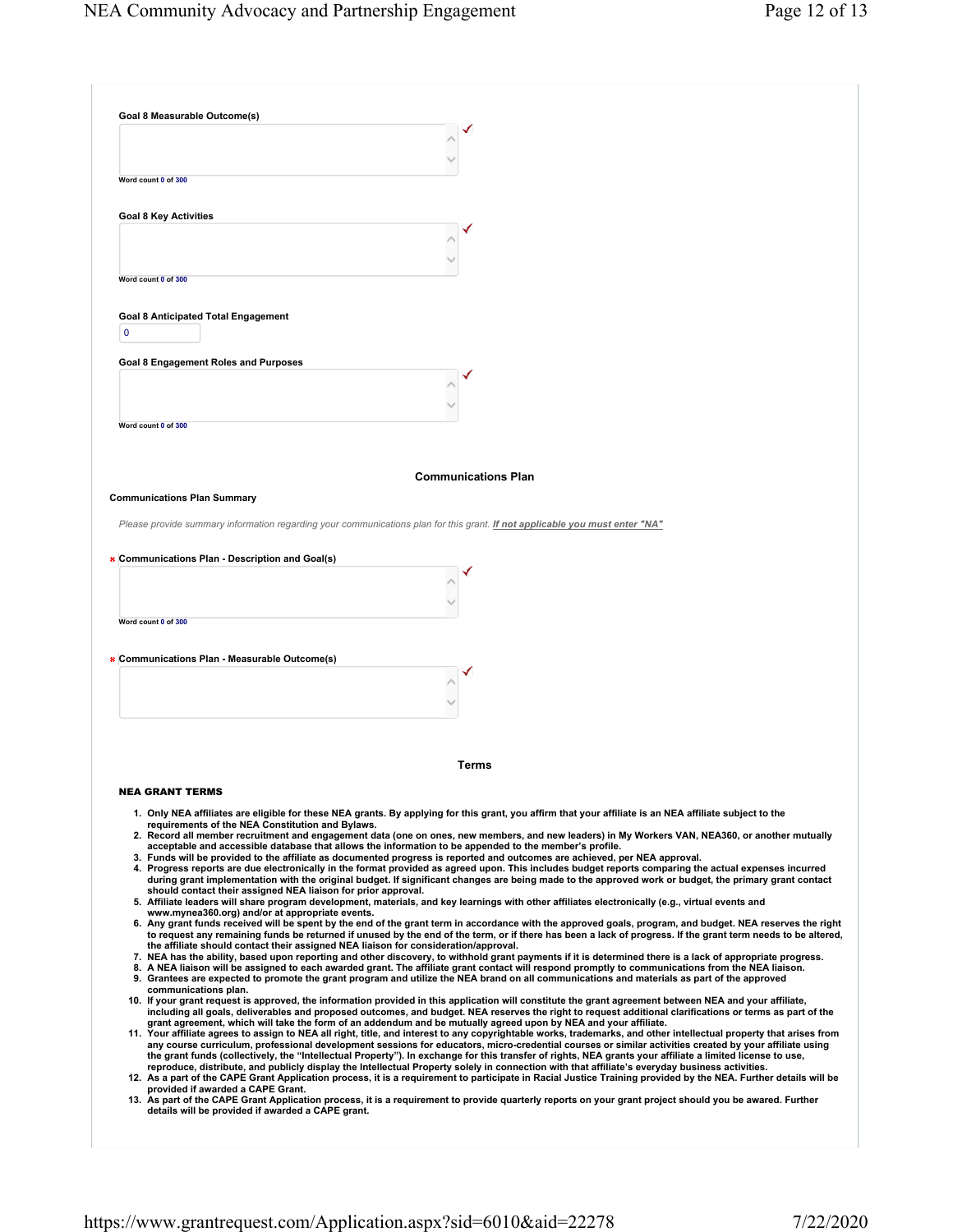**Goal 8 Measurable Outcome(s)**

Word count 0 of 300

**Goal 8 Key Activities**

Word count 0 of 300

**Goal 8 Anticipated Total Engagement**

0

**Goal 8 Engagement Roles and Purposes**

Word count 0 of 300

## Communications Plan

**Communications Plan Summary**

*Please provide summary information regarding your communications plan for this grant. **If not applicable you must enter "NA"***

* **Communications Plan - Description and Goal(s)**

Word count 0 of 300

* **Communications Plan - Measurable Outcome(s)**

## Terms

### NEA GRANT TERMS

1. **Only NEA affiliates are eligible for these NEA grants. By applying for this grant, you affirm that your affiliate is an NEA affiliate subject to the requirements of the NEA Constitution and Bylaws.**
2. **Record all member recruitment and engagement data (one on ones, new members, and new leaders) in My Workers VAN, NEA360, or another mutually acceptable and accessible database that allows the information to be appended to the member's profile.**
3. **Funds will be provided to the affiliate as documented progress is reported and outcomes are achieved, per NEA approval.**
4. **Progress reports are due electronically in the format provided as agreed upon. This includes budget reports comparing the actual expenses incurred during grant implementation with the original budget. If significant changes are being made to the approved work or budget, the primary grant contact should contact their assigned NEA liaison for prior approval.**
5. **Affiliate leaders will share program development, materials, and key learnings with other affiliates electronically (e.g., virtual events and www.mynea360.org) and/or at appropriate events.**
6. **Any grant funds received will be spent by the end of the grant term in accordance with the approved goals, program, and budget. NEA reserves the right to request any remaining funds be returned if unused by the end of the term, or if there has been a lack of progress. If the grant term needs to be altered, the affiliate should contact their assigned NEA liaison for consideration/approval.**
7. **NEA has the ability, based upon reporting and other discovery, to withhold grant payments if it is determined there is a lack of appropriate progress.**
8. **A NEA liaison will be assigned to each awarded grant. The affiliate grant contact will respond promptly to communications from the NEA liaison.**
9. **Grantees are expected to promote the grant program and utilize the NEA brand on all communications and materials as part of the approved communications plan.**
10. **If your grant request is approved, the information provided in this application will constitute the grant agreement between NEA and your affiliate, including all goals, deliverables and proposed outcomes, and budget. NEA reserves the right to request additional clarifications or terms as part of the grant agreement, which will take the form of an addendum and be mutually agreed upon by NEA and your affiliate.**
11. **Your affiliate agrees to assign to NEA all right, title, and interest to any copyrightable works, trademarks, and other intellectual property that arises from any course curriculum, professional development sessions for educators, micro-credential courses or similar activities created by your affiliate using the grant funds (collectively, the "Intellectual Property"). In exchange for this transfer of rights, NEA grants your affiliate a limited license to use, reproduce, distribute, and publicly display the Intellectual Property solely in connection with that affiliate's everyday business activities.**
12. **As a part of the CAPE Grant Application process, it is a requirement to participate in Racial Justice Training provided by the NEA. Further details will be provided if awarded a CAPE Grant.**
13. **As part of the CAPE Grant Application process, it is a requirement to provide quarterly reports on your grant project should you be awared. Further details will be provided if awarded a CAPE grant.**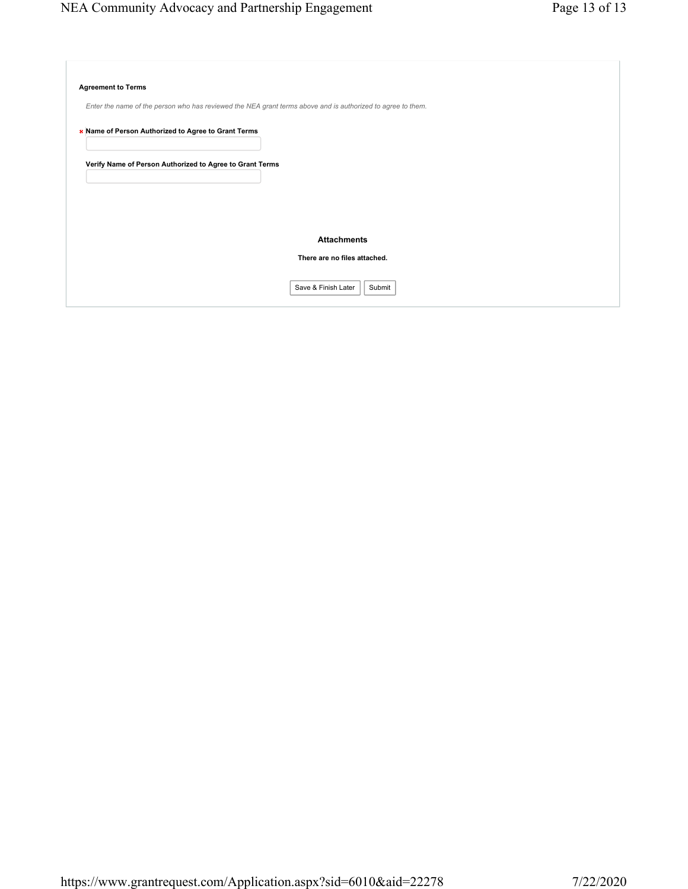**Agreement to Terms**

*Enter the name of the person who has reviewed the NEA grant terms above and is authorized to agree to them.*

\* **Name of Person Authorized to Agree to Grant Terms**

**Verify Name of Person Authorized to Agree to Grant Terms**

**Attachments**

**There are no files attached.**

Save & Finish Later | Submit